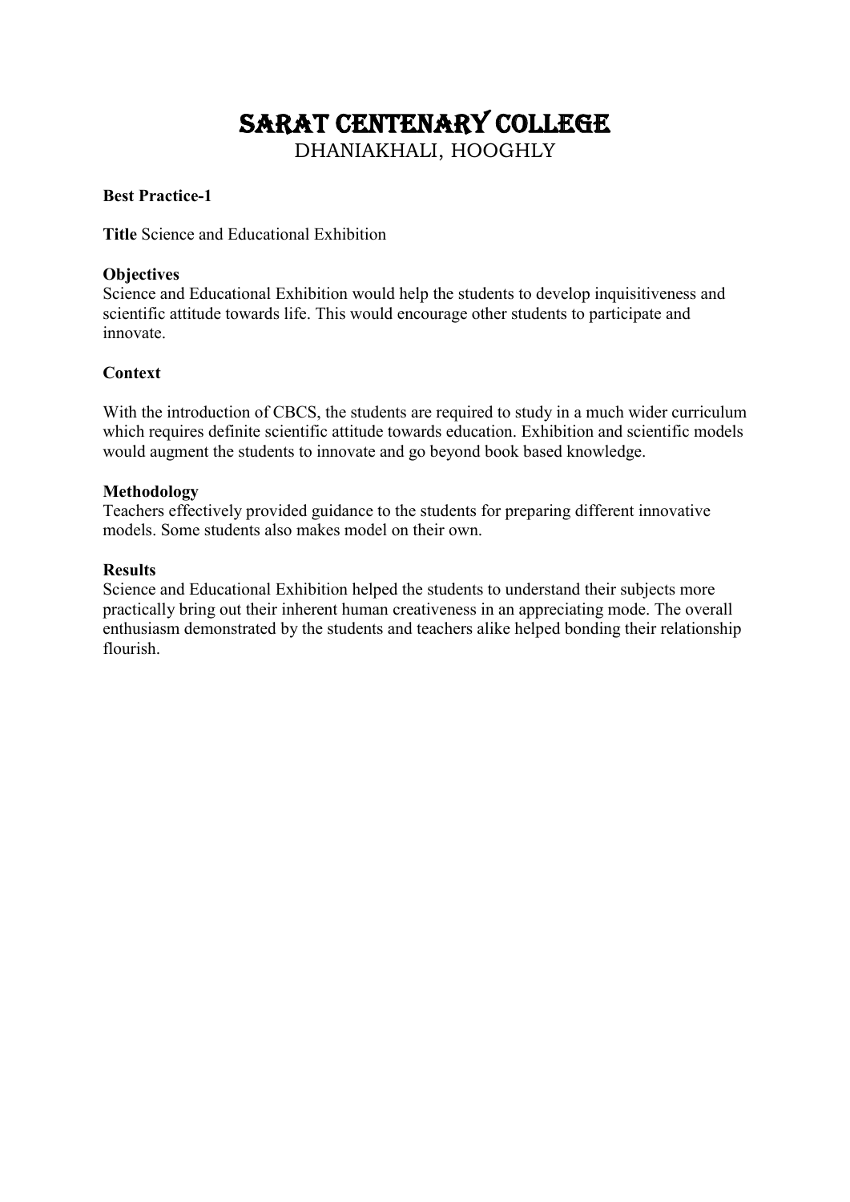# SARAT CENTENARY COLLEGE

DHANIAKHALI, HOOGHLY

**Best Practice-1**

**Title** Science and Educational Exhibition

**Objectives**

Science and Educational Exhibition would help the students to develop inquisitiveness and scientific attitude towards life. This would encourage other students to participate and innovate.

**Context**

With the introduction of CBCS, the students are required to study in a much wider curriculum which requires definite scientific attitude towards education. Exhibition and scientific models would augment the students to innovate and go beyond book based knowledge.

**Methodology**

Teachers effectively provided guidance to the students for preparing different innovative models. Some students also makes model on their own.

**Results**

Science and Educational Exhibition helped the students to understand their subjects more practically bring out their inherent human creativeness in an appreciating mode. The overall enthusiasm demonstrated by the students and teachers alike helped bonding their relationship flourish.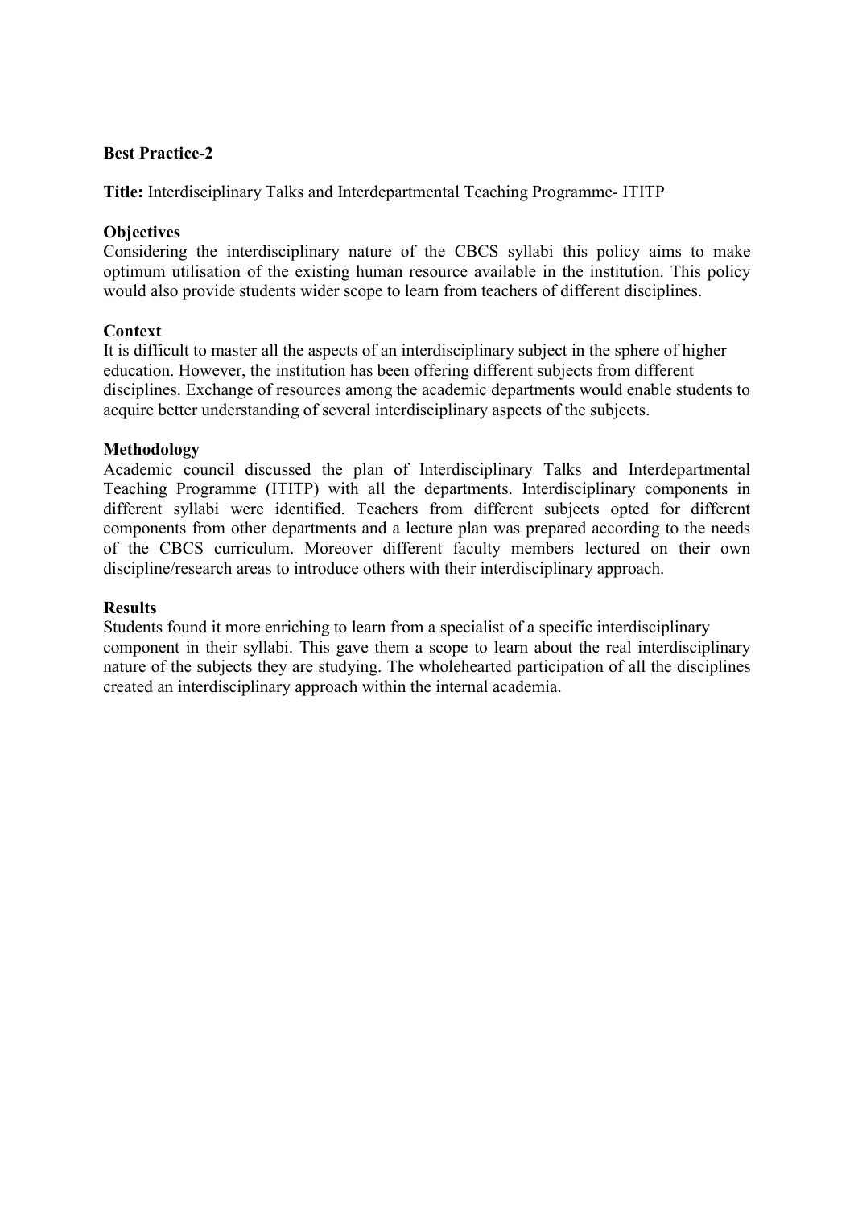**Best Practice-2**

**Title:** Interdisciplinary Talks and Interdepartmental Teaching Programme- ITITP

**Objectives**

Considering the interdisciplinary nature of the CBCS syllabi this policy aims to make optimum utilisation of the existing human resource available in the institution. This policy would also provide students wider scope to learn from teachers of different disciplines.

**Context**

It is difficult to master all the aspects of an interdisciplinary subject in the sphere of higher education. However, the institution has been offering different subjects from different disciplines. Exchange of resources among the academic departments would enable students to acquire better understanding of several interdisciplinary aspects of the subjects.

**Methodology**

Academic council discussed the plan of Interdisciplinary Talks and Interdepartmental Teaching Programme (ITITP) with all the departments. Interdisciplinary components in different syllabi were identified. Teachers from different subjects opted for different components from other departments and a lecture plan was prepared according to the needs of the CBCS curriculum. Moreover different faculty members lectured on their own discipline/research areas to introduce others with their interdisciplinary approach.

**Results**

Students found it more enriching to learn from a specialist of a specific interdisciplinary component in their syllabi. This gave them a scope to learn about the real interdisciplinary nature of the subjects they are studying. The wholehearted participation of all the disciplines created an interdisciplinary approach within the internal academia.